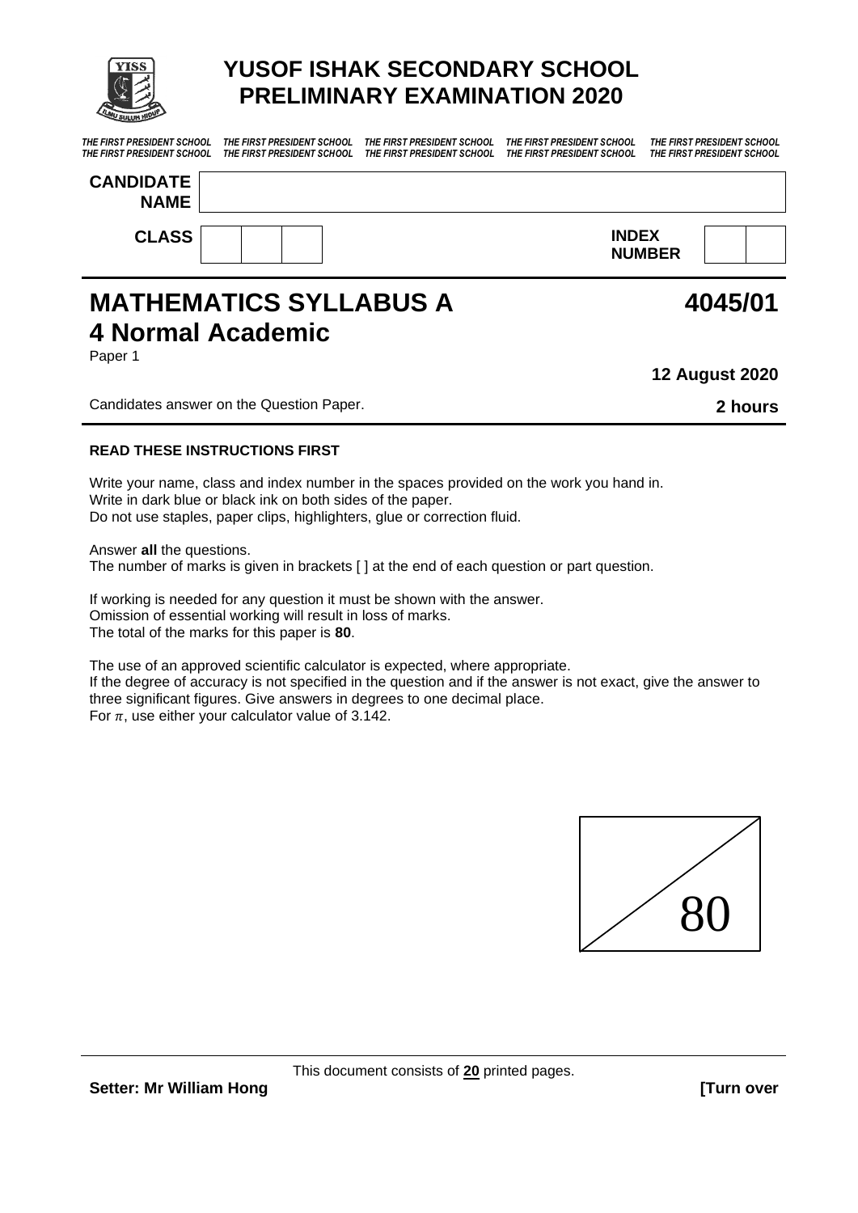# YUSOF ISHAK SECONDARY SCHOOL
## PRELIMINARY EXAMINATION 2020

*THE FIRST PRESIDENT SCHOOL THE FIRST PRESIDENT SCHOOL THE FIRST PRESIDENT SCHOOL THE FIRST PRESIDENT SCHOOL THE FIRST PRESIDENT SCHOOL*
*THE FIRST PRESIDENT SCHOOL THE FIRST PRESIDENT SCHOOL THE FIRST PRESIDENT SCHOOL THE FIRST PRESIDENT SCHOOL THE FIRST PRESIDENT SCHOOL*

**CANDIDATE NAME**

**CLASS** **INDEX NUMBER**

# MATHEMATICS SYLLABUS A **4045/01**
## 4 Normal Academic

Paper 1

**12 August 2020**

Candidates answer on the Question Paper. **2 hours**

**READ THESE INSTRUCTIONS FIRST**

Write your name, class and index number in the spaces provided on the work you hand in.
Write in dark blue or black ink on both sides of the paper.
Do not use staples, paper clips, highlighters, glue or correction fluid.

Answer **all** the questions.
The number of marks is given in brackets [ ] at the end of each question or part question.

If working is needed for any question it must be shown with the answer.
Omission of essential working will result in loss of marks.
The total of the marks for this paper is **80**.

The use of an approved scientific calculator is expected, where appropriate.
If the degree of accuracy is not specified in the question and if the answer is not exact, give the answer to three significant figures. Give answers in degrees to one decimal place.
For $\pi$, use either your calculator value of 3.142.

80

This document consists of **20** printed pages.

**Setter: Mr William Hong** **[Turn over**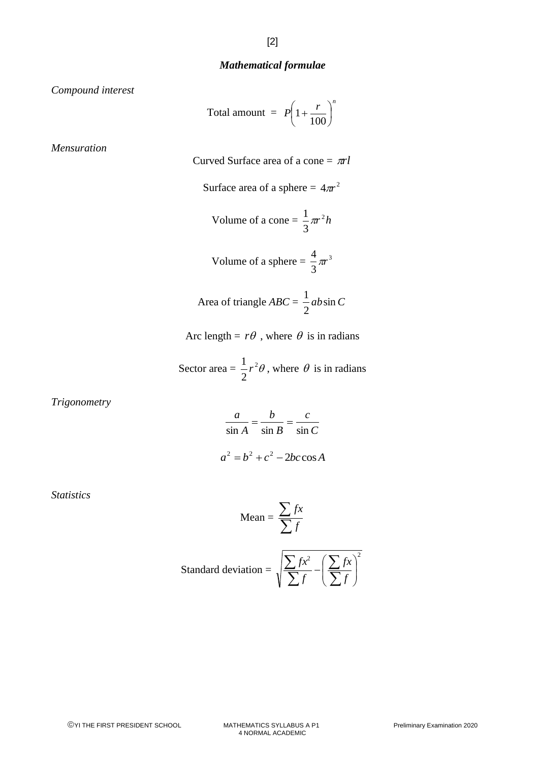## *Mathematical formulae*

*Compound interest*

$$\text{Total amount} = P\left(1+\frac{r}{100}\right)^n$$

*Mensuration*

$$\text{Curved Surface area of a cone} = \pi rl$$

$$\text{Surface area of a sphere} = 4\pi r^2$$

$$\text{Volume of a cone} = \frac{1}{3}\pi r^2 h$$

$$\text{Volume of a sphere} = \frac{4}{3}\pi r^3$$

$$\text{Area of triangle } ABC = \frac{1}{2}ab\sin C$$

$$\text{Arc length} = r\theta \text{, where } \theta \text{ is in radians}$$

$$\text{Sector area} = \frac{1}{2}r^2\theta \text{, where } \theta \text{ is in radians}$$

*Trigonometry*

$$\frac{a}{\sin A} = \frac{b}{\sin B} = \frac{c}{\sin C}$$

$$a^2 = b^2 + c^2 - 2bc\cos A$$

*Statistics*

$$\text{Mean} = \frac{\sum fx}{\sum f}$$

$$\text{Standard deviation} = \sqrt{\frac{\sum fx^2}{\sum f} - \left(\frac{\sum fx}{\sum f}\right)^2}$$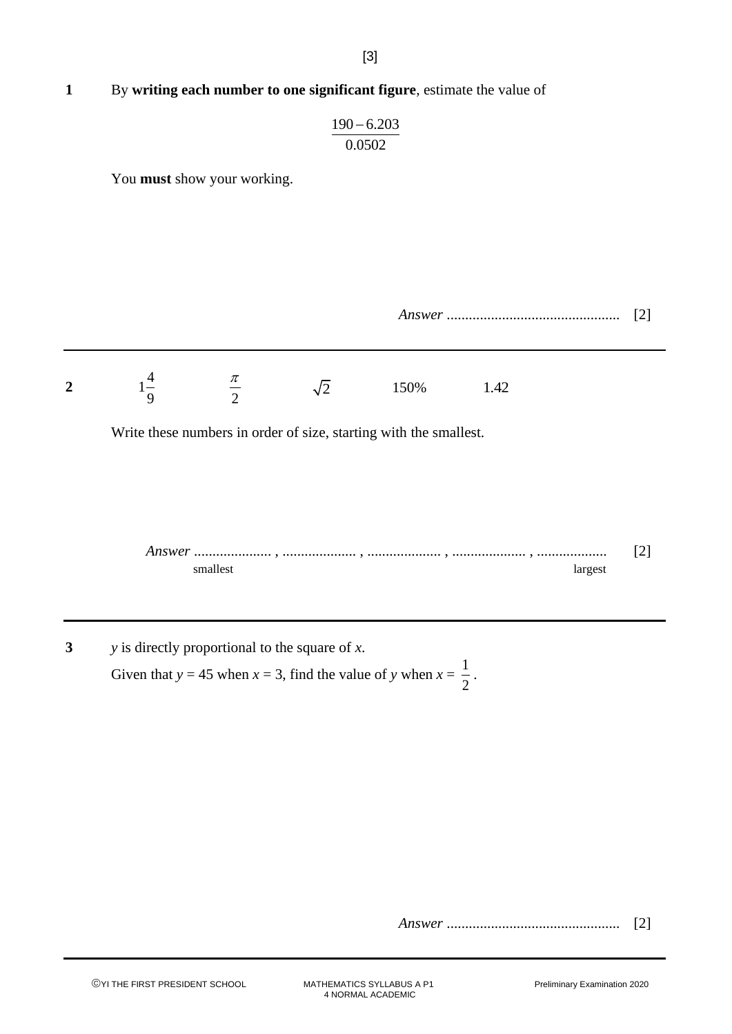**1** By **writing each number to one significant figure**, estimate the value of

$$\frac{190 - 6.203}{0.0502}$$

You **must** show your working.

*Answer* ............................................... [2]

---

**2** $1\frac{4}{9}$ $\frac{\pi}{2}$ $\sqrt{2}$ 150% 1.42

Write these numbers in order of size, starting with the smallest.

*Answer* .................... , .................... , .................... , .................... , .................. [2]

smallest largest

---

**3** $y$ is directly proportional to the square of $x$.

Given that $y = 45$ when $x = 3$, find the value of $y$ when $x = \frac{1}{2}$.

*Answer* ............................................... [2]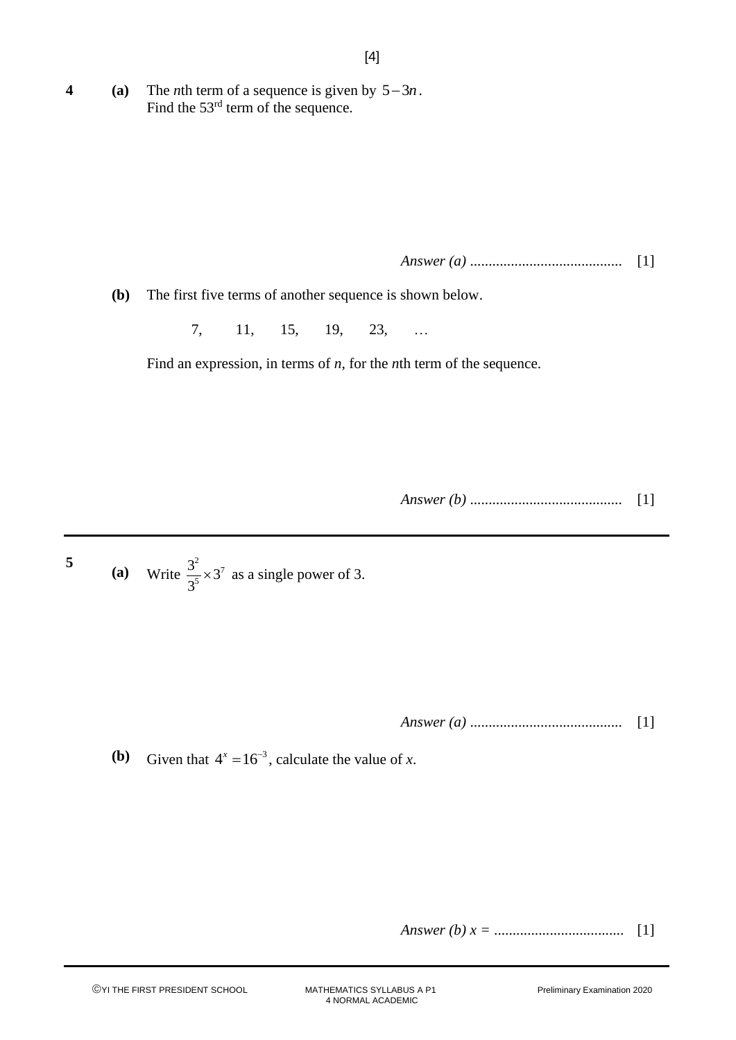**4** **(a)** The *n*th term of a sequence is given by $5-3n$.
Find the 53rd term of the sequence.

*Answer (a)* ......................................... [1]

**(b)** The first five terms of another sequence is shown below.

7, 11, 15, 19, 23, …

Find an expression, in terms of *n*, for the *n*th term of the sequence.

*Answer (b)* ......................................... [1]

---

**5** **(a)** Write $\frac{3^2}{3^5} \times 3^7$ as a single power of 3.

*Answer (a)* ......................................... [1]

**(b)** Given that $4^x = 16^{-3}$, calculate the value of *x*.

*Answer (b)* $x$ = ................................... [1]

---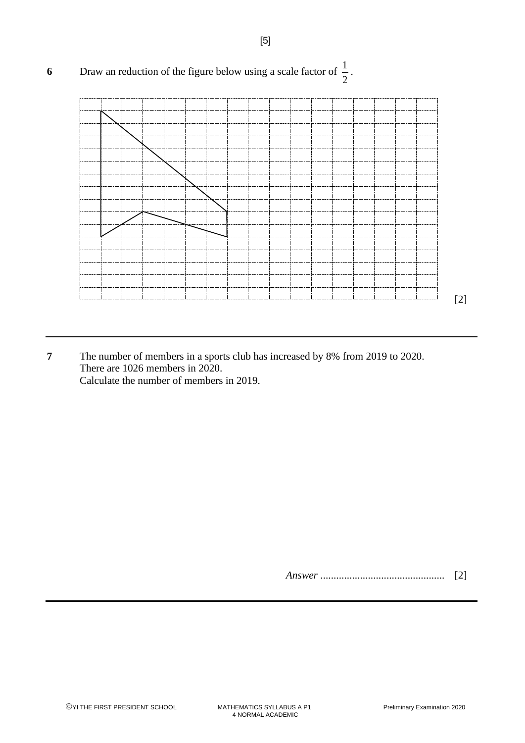**6** Draw an reduction of the figure below using a scale factor of $\frac{1}{2}$.

[2]

---

**7** The number of members in a sports club has increased by 8% from 2019 to 2020.
There are 1026 members in 2020.
Calculate the number of members in 2019.

*Answer* .............................................. [2]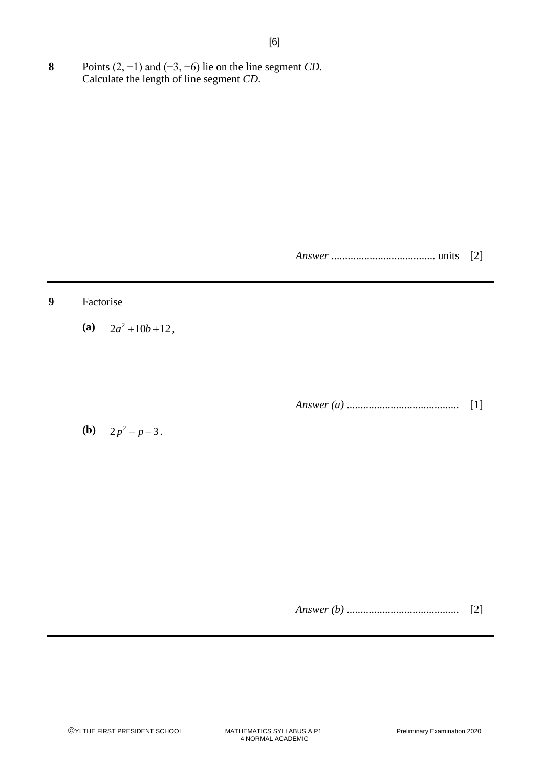**8** Points $(2, -1)$ and $(-3, -6)$ lie on the line segment $CD$.
Calculate the length of line segment $CD$.

*Answer* ...................................... units [2]

---

**9** Factorise

**(a)** $2a^2 + 10b + 12$,

*Answer (a)* ......................................... [1]

**(b)** $2p^2 - p - 3$.

*Answer (b)* ......................................... [2]

---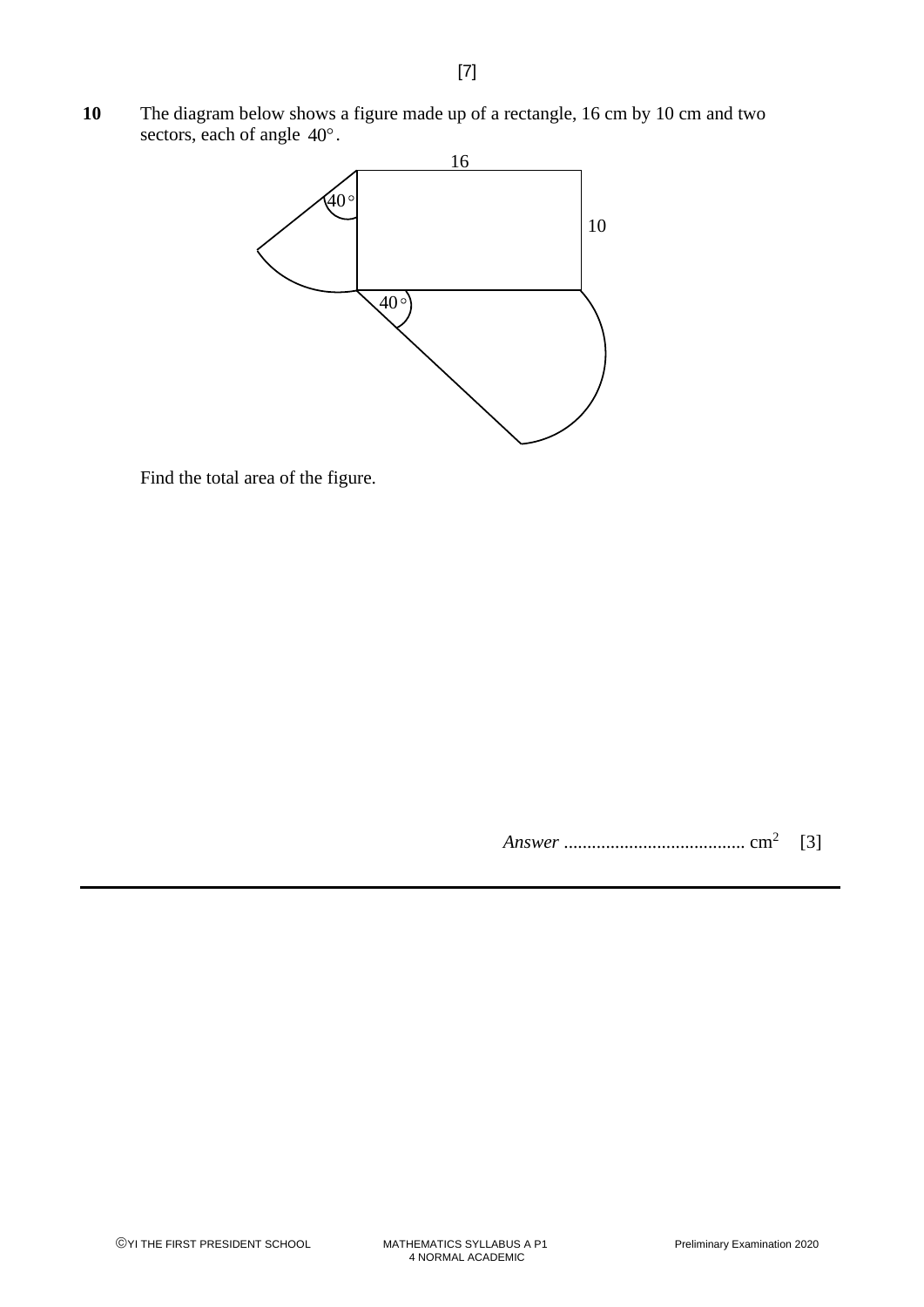**10** The diagram below shows a figure made up of a rectangle, 16 cm by 10 cm and two sectors, each of angle $40°$.

16

10

$40°$

$40°$

Find the total area of the figure.

*Answer* ....................................... cm$^2$ [3]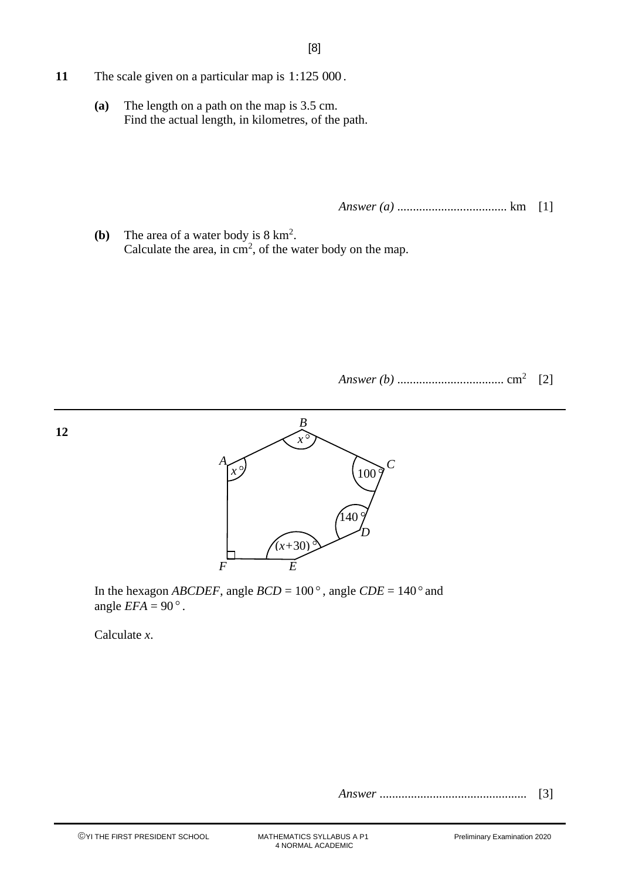**11** The scale given on a particular map is $1:125\ 000$.

**(a)** The length on a path on the map is 3.5 cm.
Find the actual length, in kilometres, of the path.

*Answer (a)* .................................. km [1]

**(b)** The area of a water body is 8 km$^2$.
Calculate the area, in cm$^2$, of the water body on the map.

*Answer (b)* .................................. cm$^2$ [2]

---

**12**

In the hexagon *ABCDEF*, angle *BCD* = $100°$, angle *CDE* = $140°$ and angle *EFA* = $90°$.

Calculate $x$.

*Answer* .............................................. [3]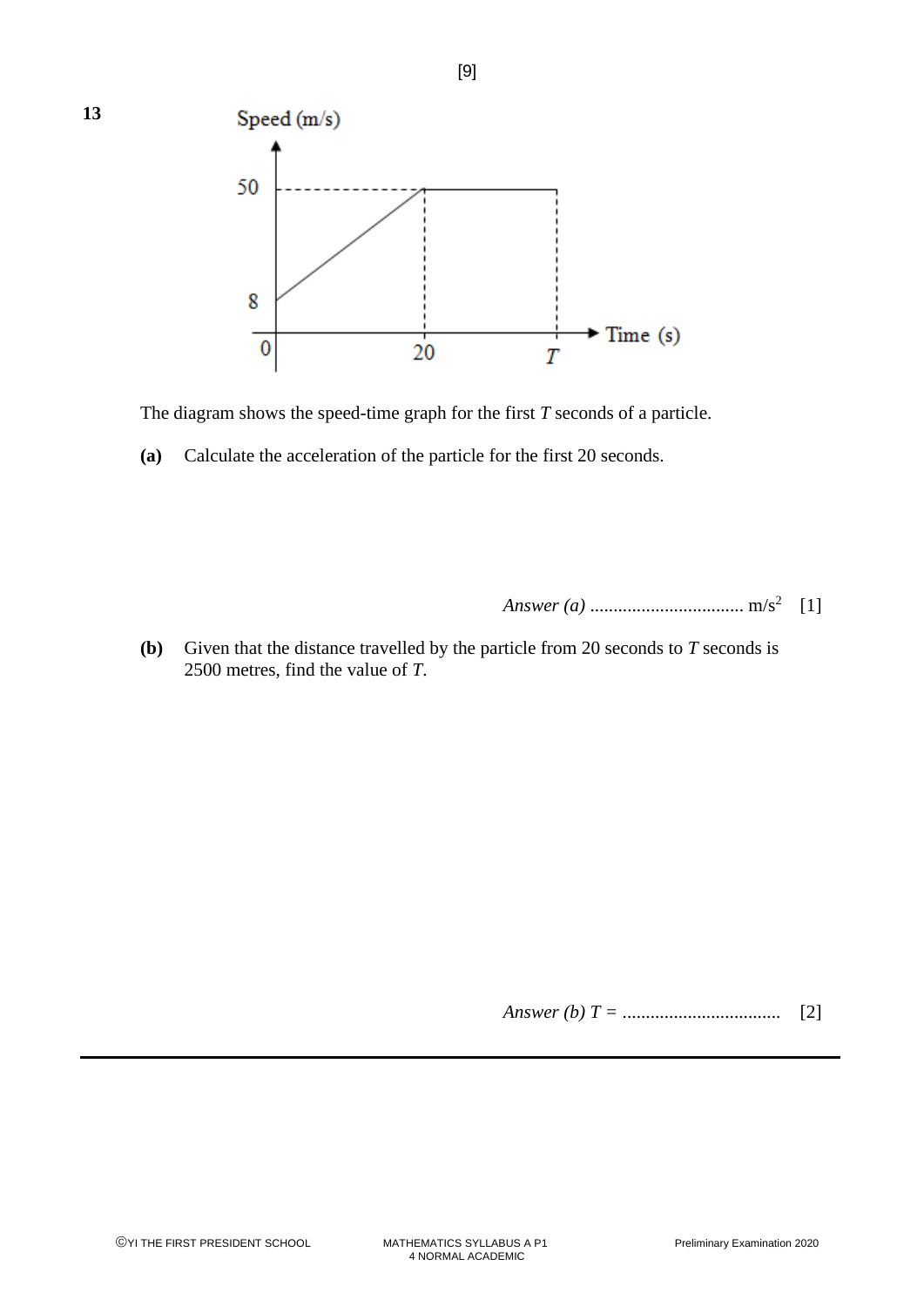**13**

The diagram shows the speed-time graph for the first $T$ seconds of a particle.

**(a)** Calculate the acceleration of the particle for the first 20 seconds.

*Answer (a)* ................................. $m/s^2$ [1]

**(b)** Given that the distance travelled by the particle from 20 seconds to $T$ seconds is 2500 metres, find the value of $T$.

*Answer (b)* $T =$ ................................. [2]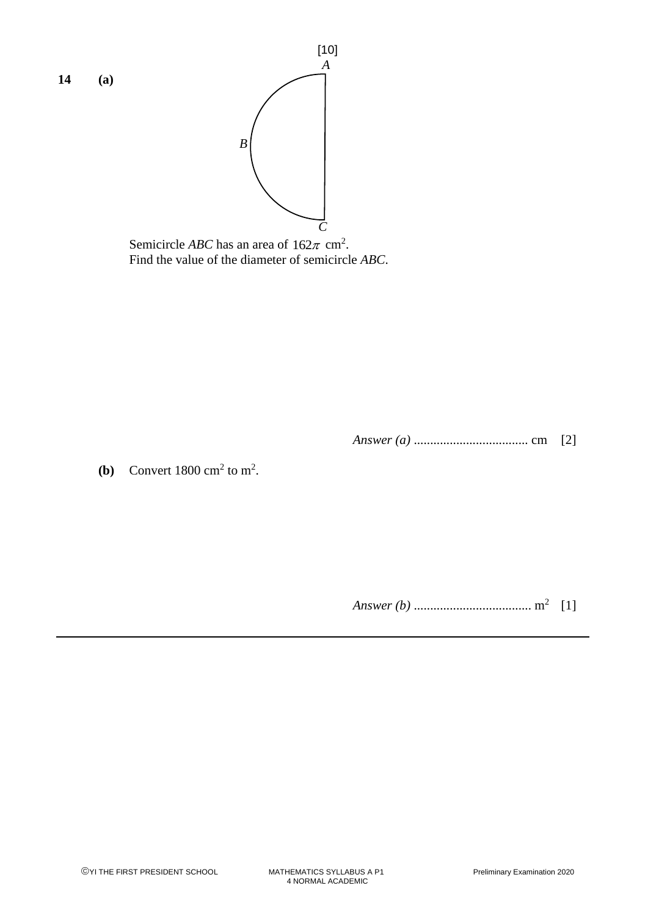**14** **(a)**

A

B

C

Semicircle *ABC* has an area of $162\pi$ cm$^2$.
Find the value of the diameter of semicircle *ABC*.

*Answer (a)* .................................. cm [2]

**(b)** Convert 1800 cm$^2$ to m$^2$.

*Answer (b)* .................................. m$^2$ [1]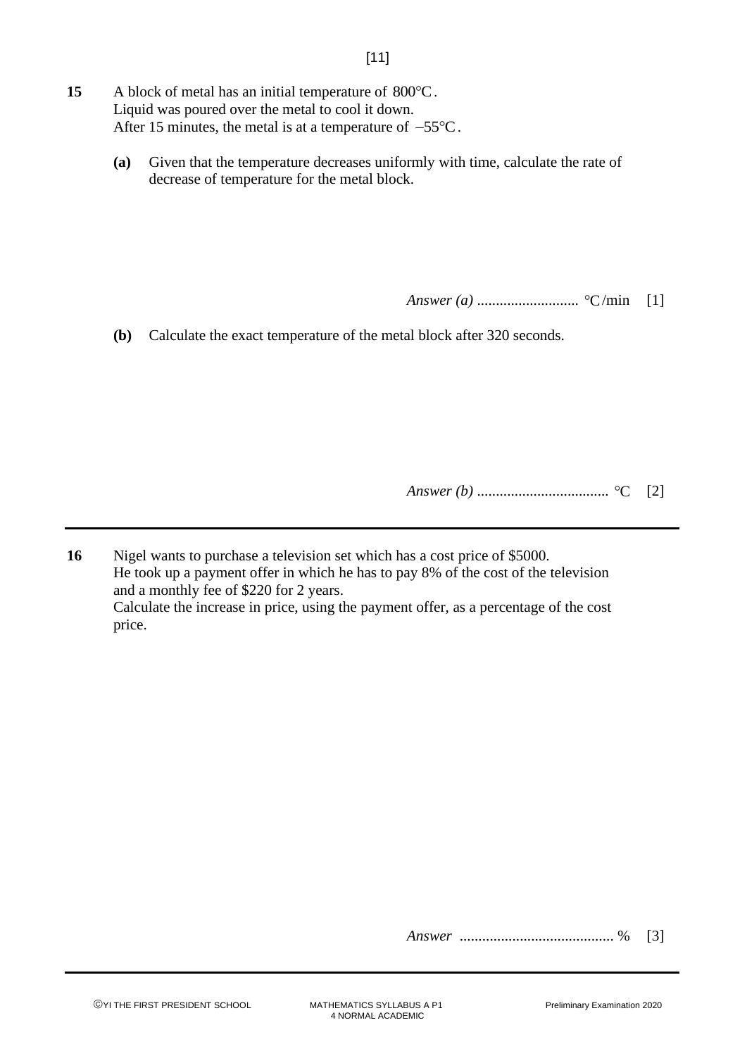**15** A block of metal has an initial temperature of $800°C$.
Liquid was poured over the metal to cool it down.
After 15 minutes, the metal is at a temperature of $-55°C$.

**(a)** Given that the temperature decreases uniformly with time, calculate the rate of decrease of temperature for the metal block.

*Answer (a)* .......................... $°C$/min [1]

**(b)** Calculate the exact temperature of the metal block after 320 seconds.

*Answer (b)* .................................. $°C$ [2]

---

**16** Nigel wants to purchase a television set which has a cost price of \$5000.
He took up a payment offer in which he has to pay 8% of the cost of the television and a monthly fee of \$220 for 2 years.
Calculate the increase in price, using the payment offer, as a percentage of the cost price.

*Answer* ......................................... % [3]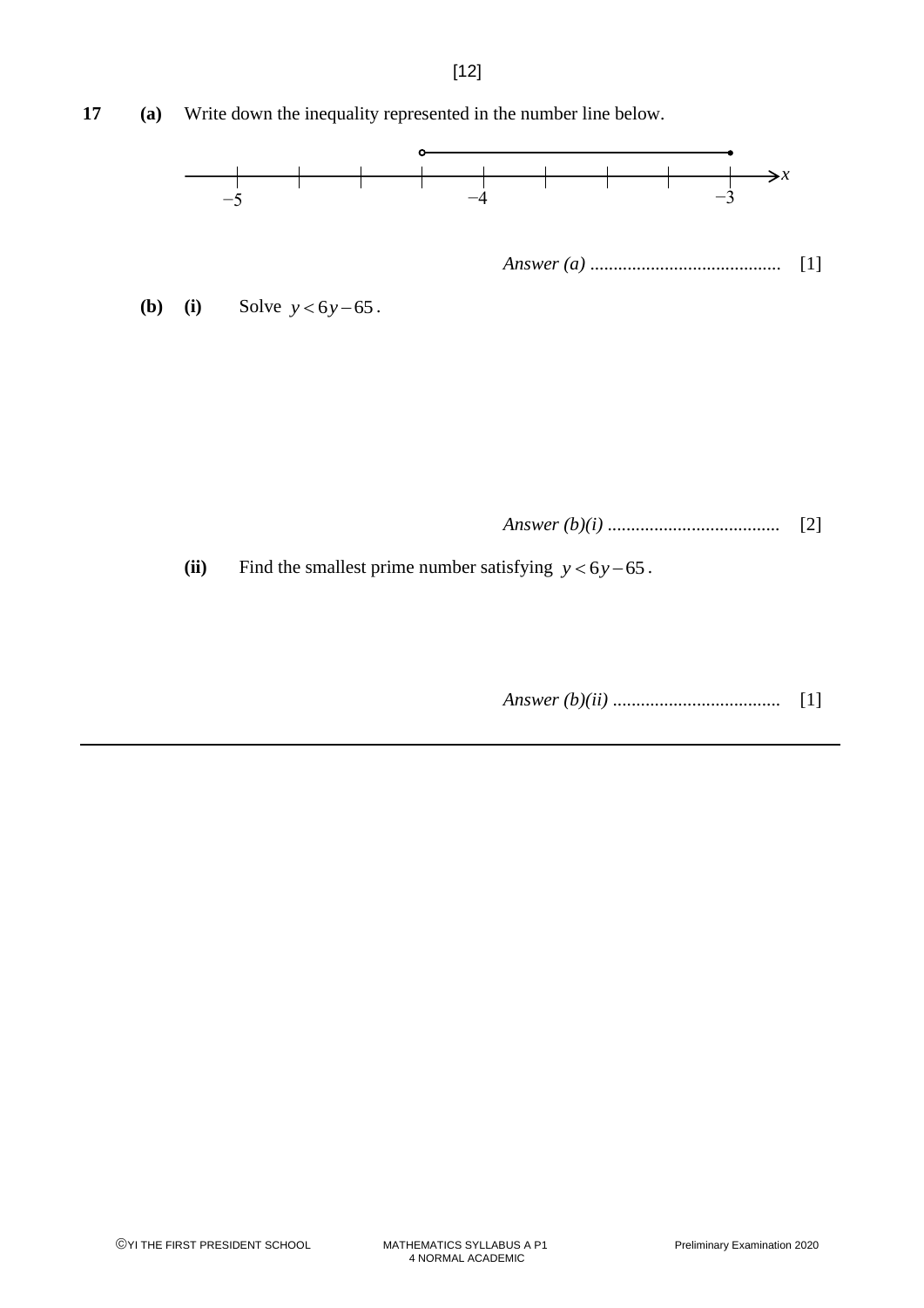**17** **(a)** Write down the inequality represented in the number line below.

*Answer (a)* ......................................... [1]

**(b)** **(i)** Solve $y < 6y - 65$.

*Answer (b)(i)* ..................................... [2]

**(ii)** Find the smallest prime number satisfying $y < 6y - 65$.

*Answer (b)(ii)* .................................... [1]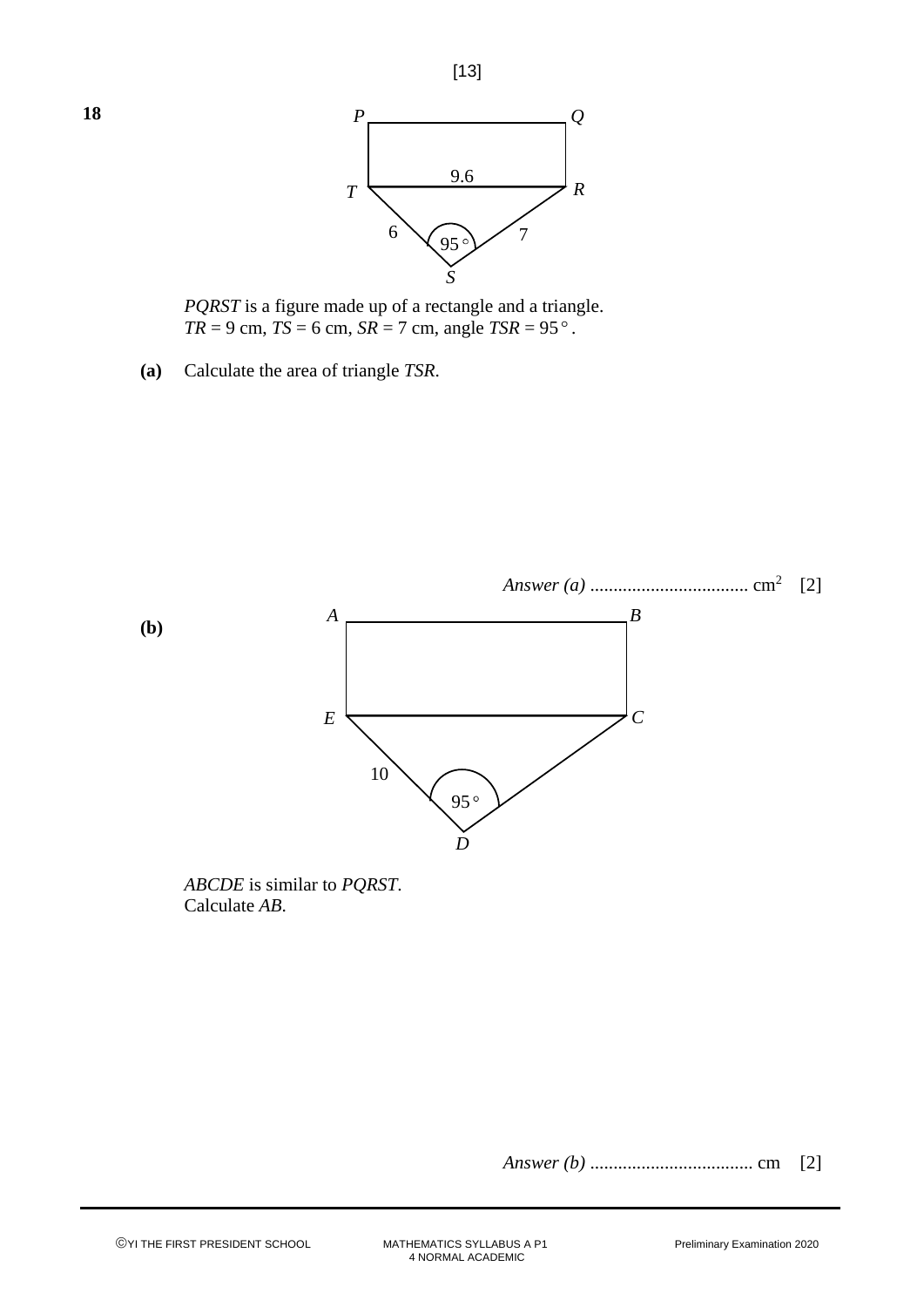**18**

*PQRST* is a figure made up of a rectangle and a triangle.
*TR* = 9 cm, *TS* = 6 cm, *SR* = 7 cm, angle *TSR* = 95°.

**(a)** Calculate the area of triangle *TSR*.

*Answer (a)* .................................. cm² [2]

**(b)**

*ABCDE* is similar to *PQRST*.
Calculate *AB*.

*Answer (b)* ................................... cm [2]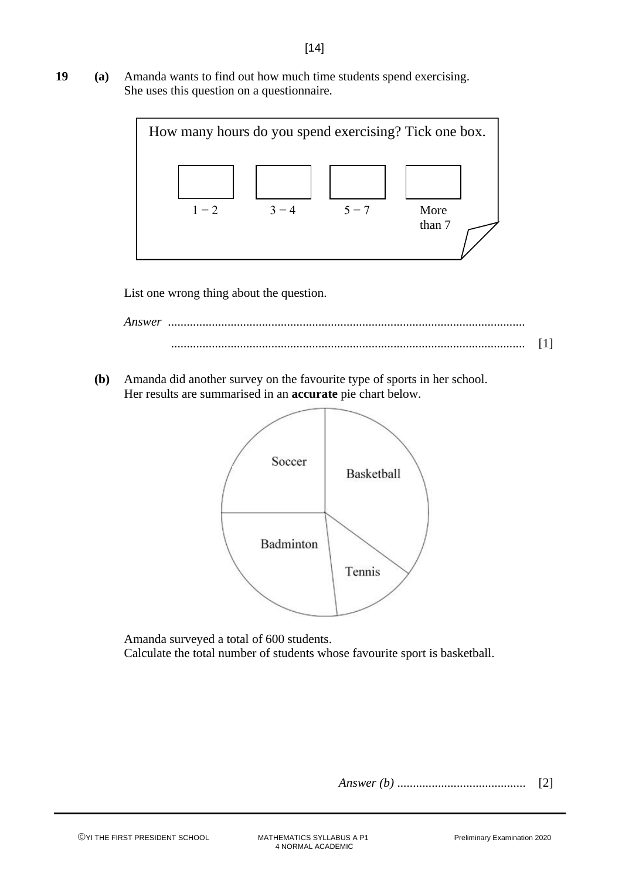**19** **(a)** Amanda wants to find out how much time students spend exercising.
She uses this question on a questionnaire.

> How many hours do you spend exercising? Tick one box.
>
> ☐ 1 − 2   ☐ 3 − 4   ☐ 5 − 7   ☐ More than 7

List one wrong thing about the question.

*Answer* ..........................................................................................................

..........................................................................................................  [1]

**(b)** Amanda did another survey on the favourite type of sports in her school.
Her results are summarised in an **accurate** pie chart below.

Soccer
Basketball
Badminton
Tennis

Amanda surveyed a total of 600 students.
Calculate the total number of students whose favourite sport is basketball.

*Answer (b)* .........................................  [2]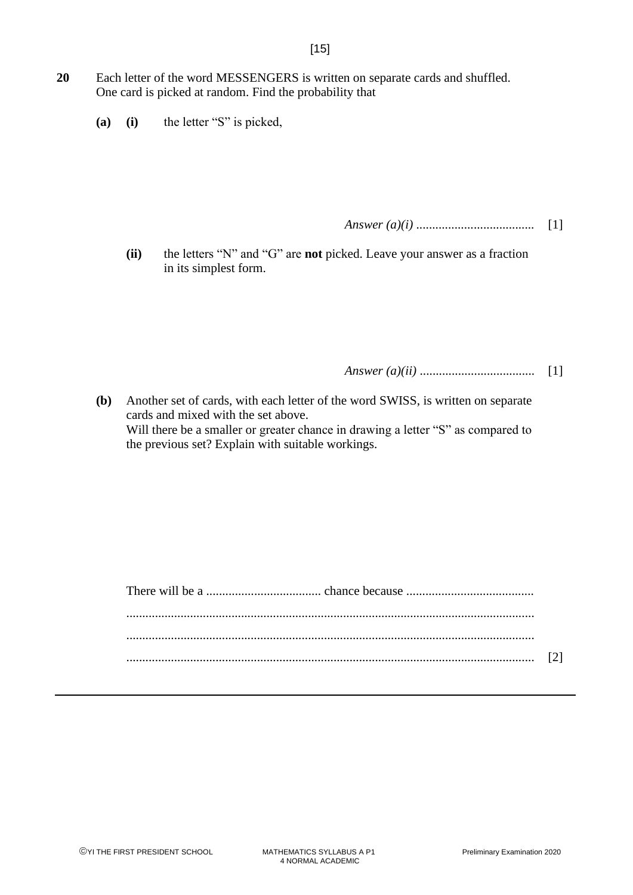**20** Each letter of the word MESSENGERS is written on separate cards and shuffled. One card is picked at random. Find the probability that

**(a)** **(i)** the letter "S" is picked,

*Answer (a)(i)* .................................... [1]

**(ii)** the letters "N" and "G" are **not** picked. Leave your answer as a fraction in its simplest form.

*Answer (a)(ii)* .................................... [1]

**(b)** Another set of cards, with each letter of the word SWISS, is written on separate cards and mixed with the set above.
Will there be a smaller or greater chance in drawing a letter "S" as compared to the previous set? Explain with suitable workings.

There will be a .................................... chance because ........................................
..............................................................................................................................
..............................................................................................................................
.............................................................................................................................. [2]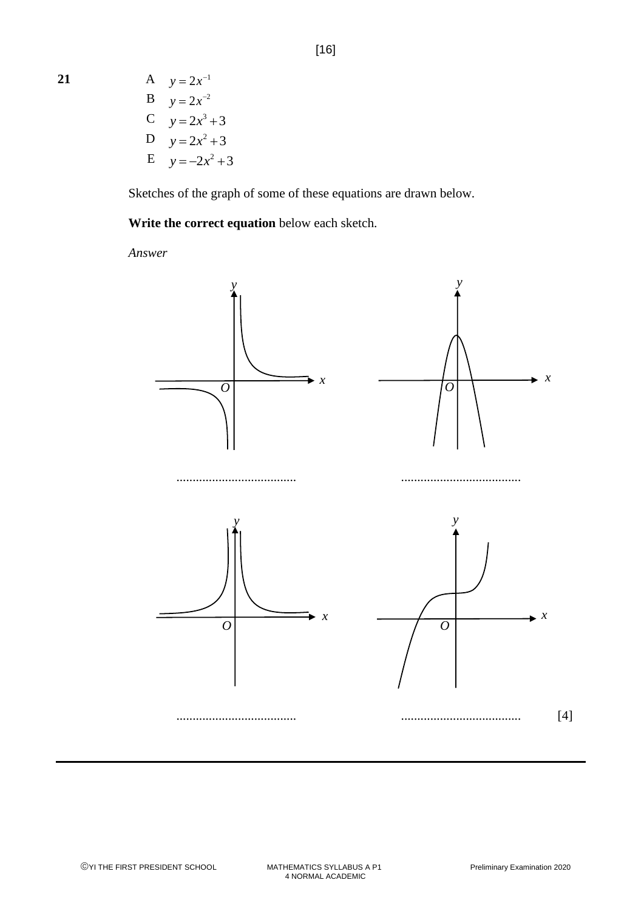**21**

A $y = 2x^{-1}$

B $y = 2x^{-2}$

C $y = 2x^3 + 3$

D $y = 2x^2 + 3$

E $y = -2x^2 + 3$

Sketches of the graph of some of these equations are drawn below.

**Write the correct equation** below each sketch.

*Answer*

.................................... .................................... 

.................................... .................................... [4]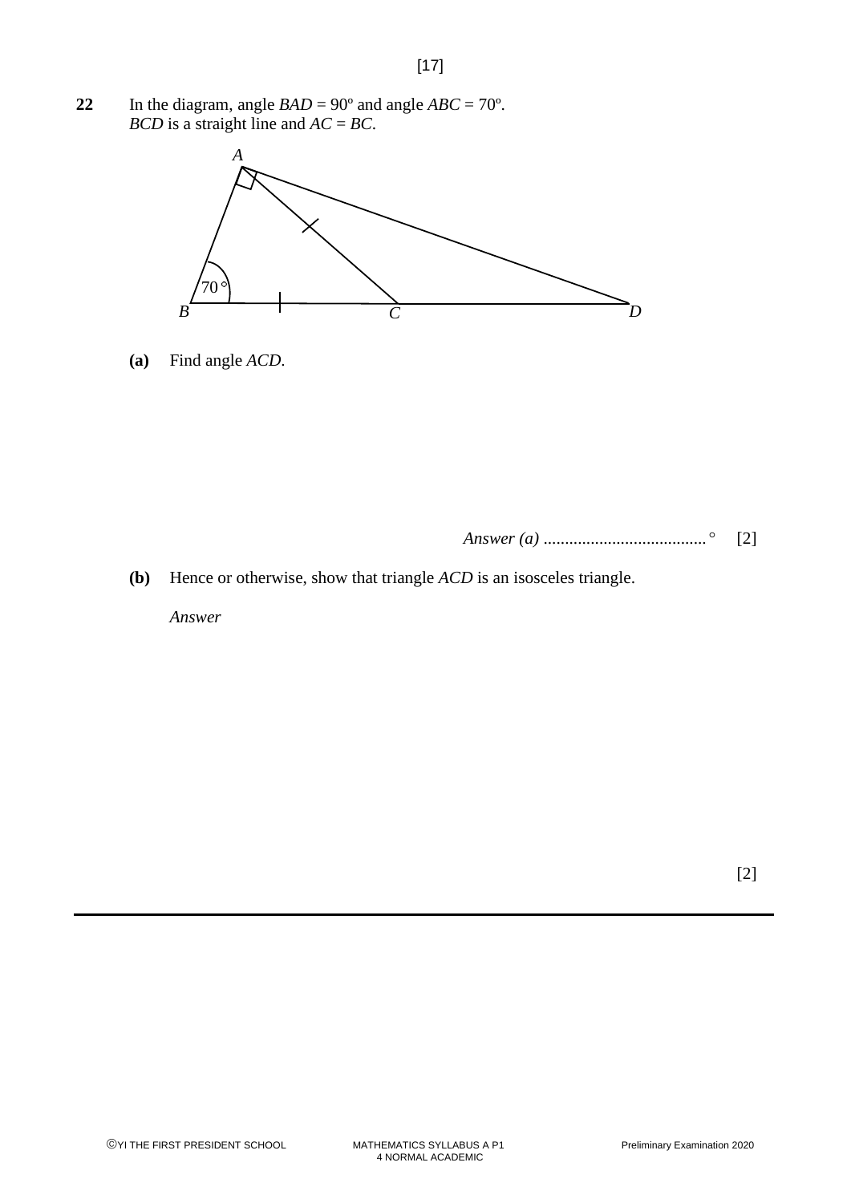**22** In the diagram, angle $BAD = 90°$ and angle $ABC = 70°$.
$BCD$ is a straight line and $AC = BC$.

**(a)** Find angle $ACD$.

*Answer (a)* ...................................... ° [2]

**(b)** Hence or otherwise, show that triangle $ACD$ is an isosceles triangle.

*Answer*

[2]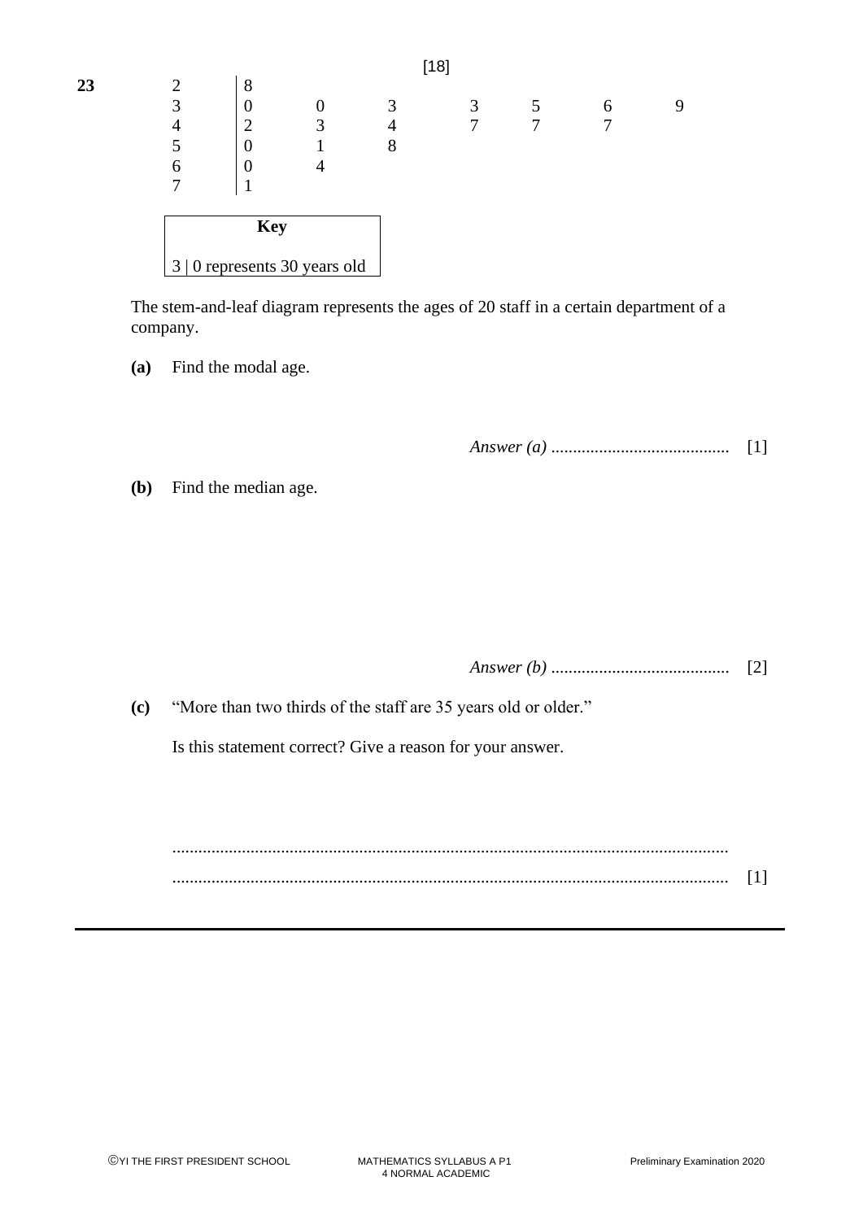**23**

| Stem | Leaf | | | | | | |
|---|---|---|---|---|---|---|---|
| 2 | 8 | | | | | | |
| 3 | 0 | 0 | 3 | 3 | 5 | 6 | 9 |
| 4 | 2 | 3 | 4 | 7 | 7 | 7 | |
| 5 | 0 | 1 | 8 | | | | |
| 6 | 0 | 4 | | | | | |
| 7 | 1 | | | | | | |

**Key**

3 | 0 represents 30 years old

The stem-and-leaf diagram represents the ages of 20 staff in a certain department of a company.

**(a)** Find the modal age.

*Answer (a)* ......................................... [1]

**(b)** Find the median age.

*Answer (b)* ......................................... [2]

**(c)** "More than two thirds of the staff are 35 years old or older."

Is this statement correct? Give a reason for your answer.

...............................................................................................................................

............................................................................................................................... [1]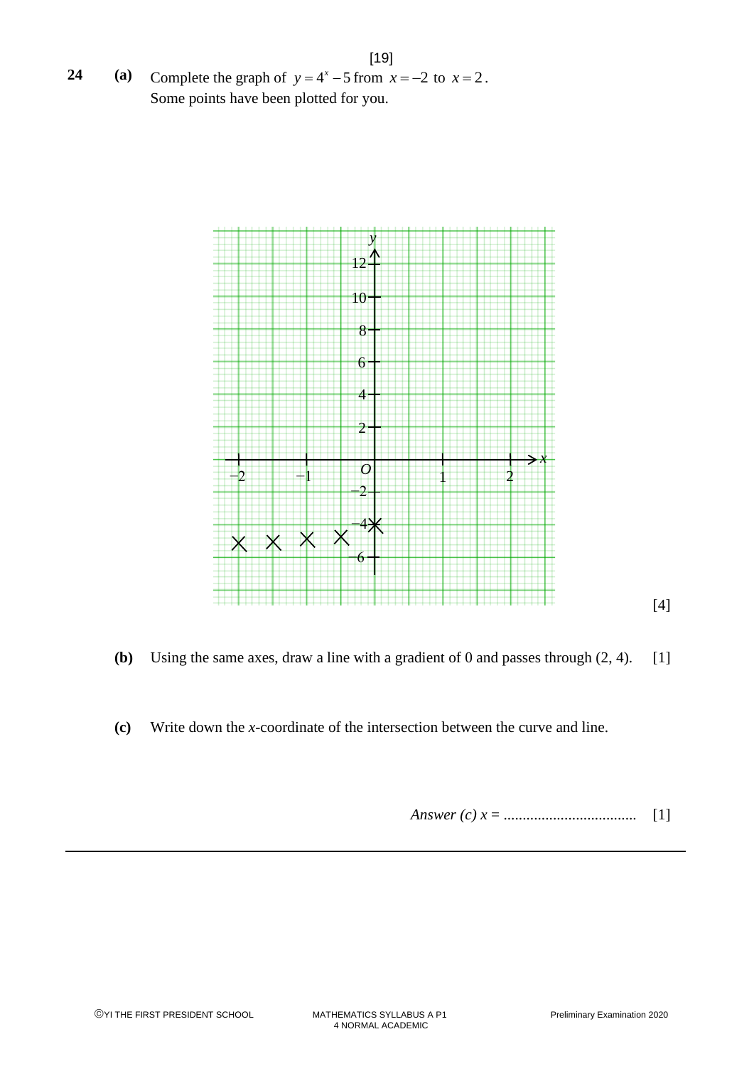**24** **(a)** Complete the graph of $y = 4^x - 5$ from $x = -2$ to $x = 2$.
Some points have been plotted for you.

[4]

**(b)** Using the same axes, draw a line with a gradient of 0 and passes through (2, 4). [1]

**(c)** Write down the $x$-coordinate of the intersection between the curve and line.

*Answer (c)* $x$ = .................................. [1]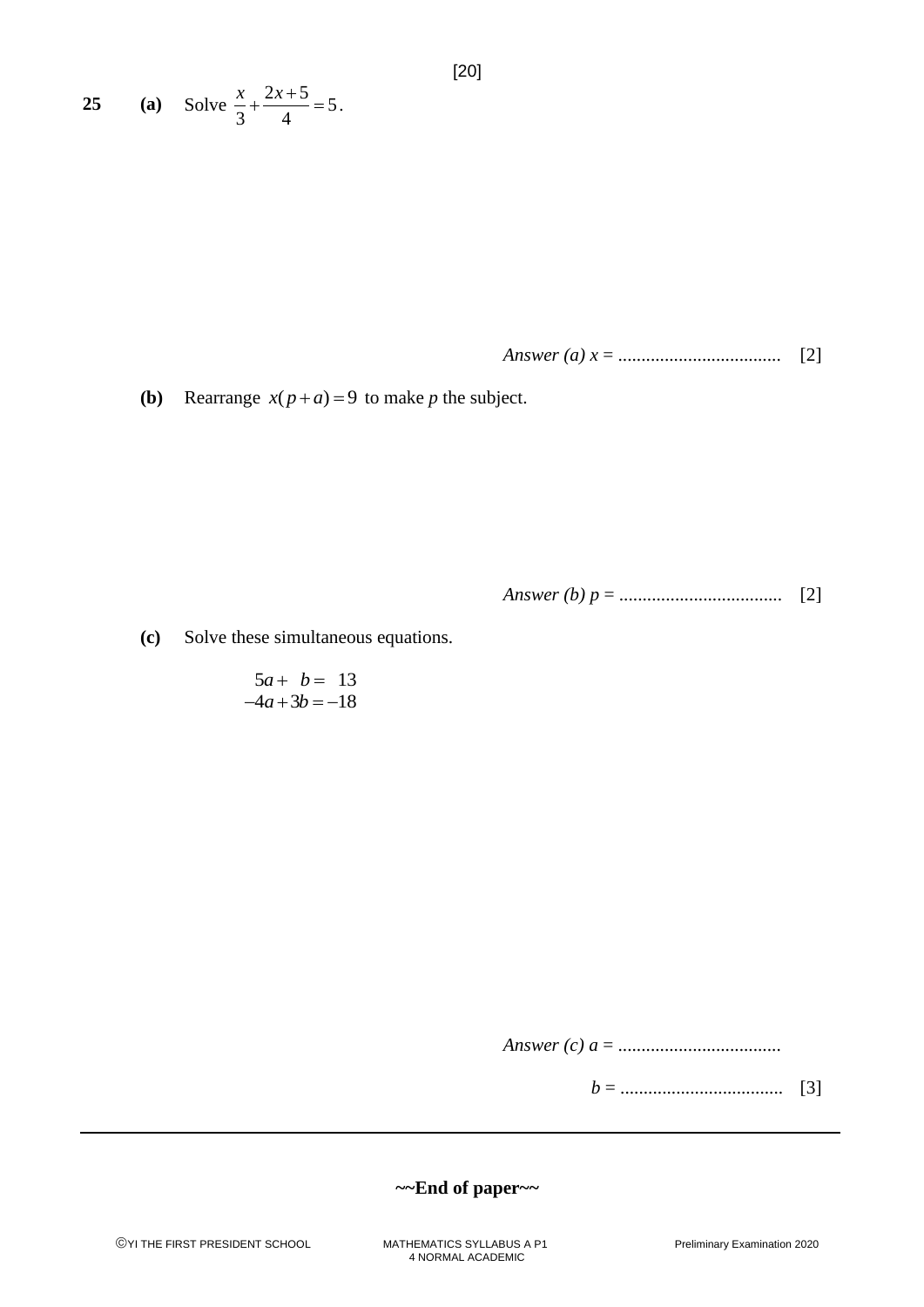**25** **(a)** Solve $\frac{x}{3}+\frac{2x+5}{4}=5$.

*Answer (a) x* = .................................. [2]

**(b)** Rearrange $x(p+a)=9$ to make *p* the subject.

*Answer (b) p* = .................................. [2]

**(c)** Solve these simultaneous equations.

$$5a+b=13$$
$$-4a+3b=-18$$

*Answer (c) a* = ..................................

*b* = .................................. [3]

---

**~~End of paper~~**